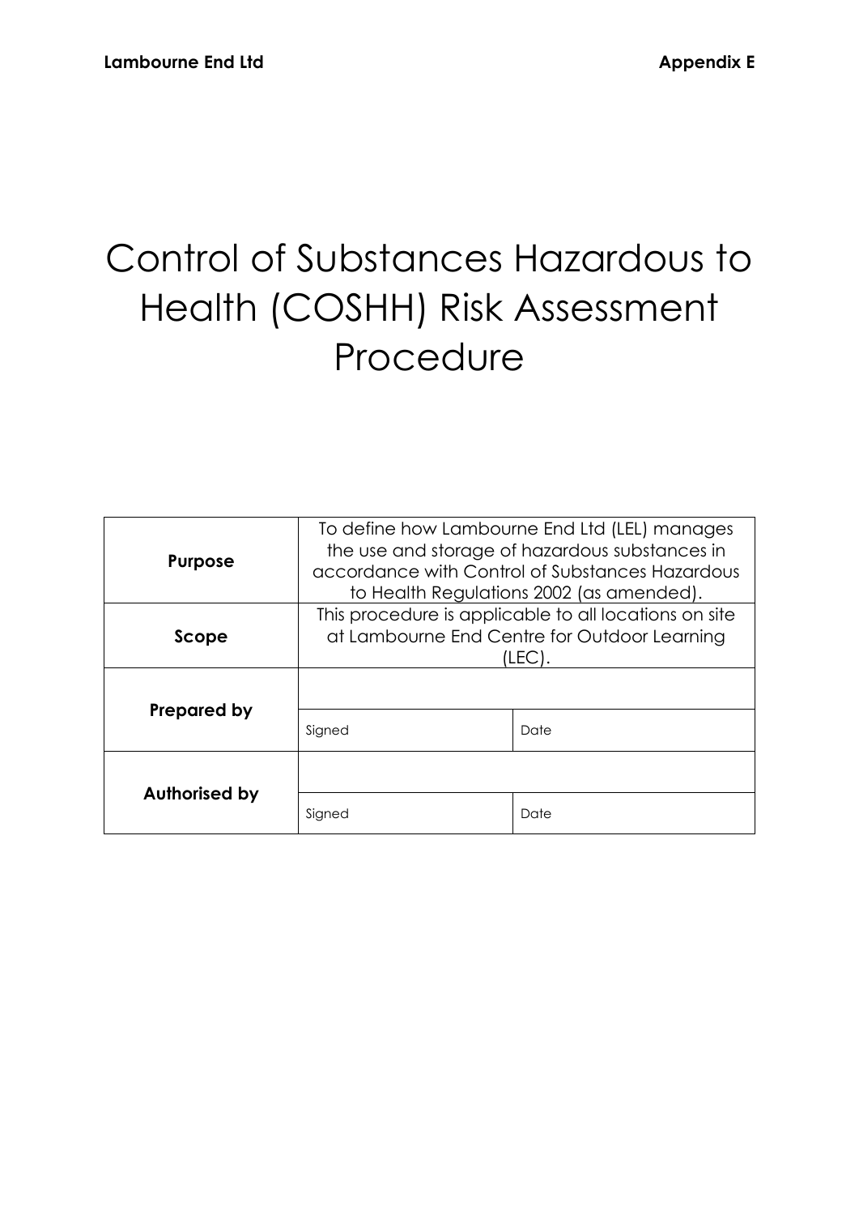# Control of Substances Hazardous to Health (COSHH) Risk Assessment Procedure

| **Purpose** | To define how Lambourne End Ltd (LEL) manages the use and storage of hazardous substances in accordance with Control of Substances Hazardous to Health Regulations 2002 (as amended). | |
|---|---|---|
| **Scope** | This procedure is applicable to all locations on site at Lambourne End Centre for Outdoor Learning (LEC). | |
| **Prepared by** | | |
| | Signed | Date |
| **Authorised by** | | |
| | Signed | Date |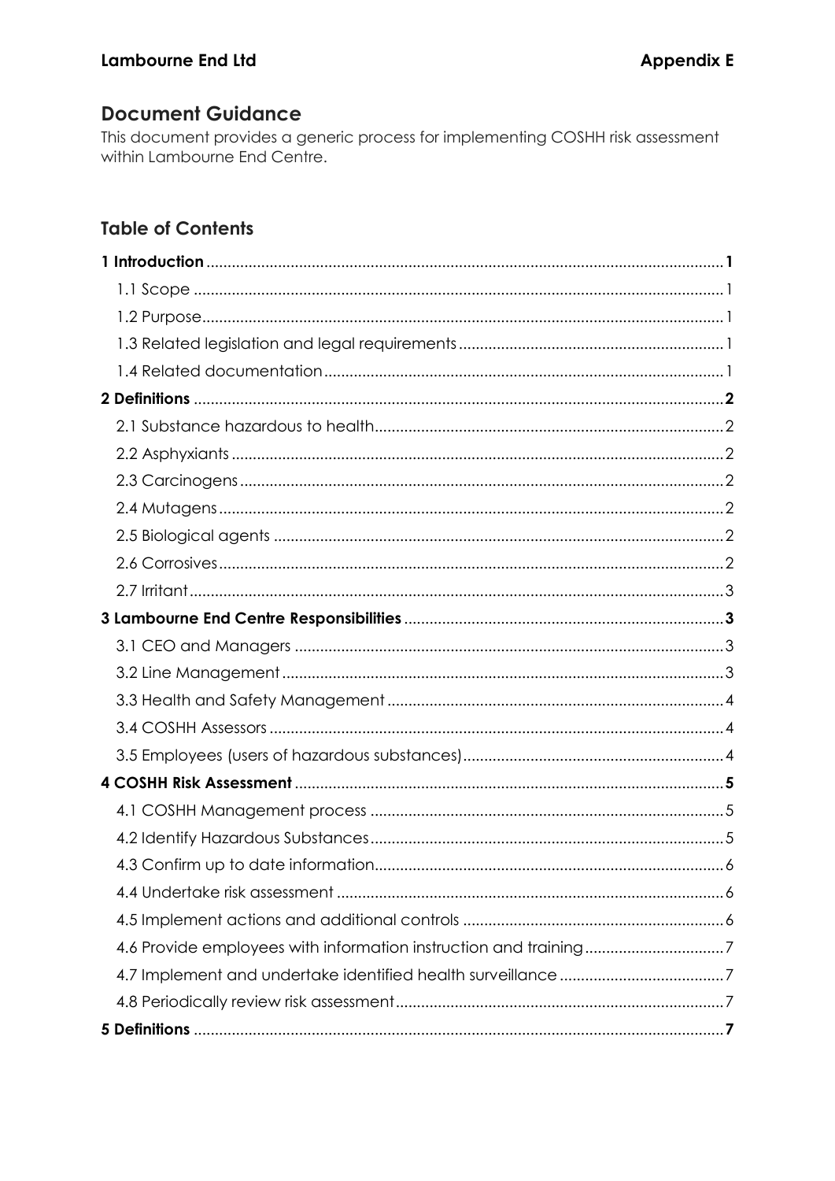## Document Guidance

This document provides a generic process for implementing COSHH risk assessment within Lambourne End Centre.

### Table of Contents

**1 Introduction** .......... **1**
- 1.1 Scope .......... 1
- 1.2 Purpose .......... 1
- 1.3 Related legislation and legal requirements .......... 1
- 1.4 Related documentation .......... 1

**2 Definitions** .......... **2**
- 2.1 Substance hazardous to health .......... 2
- 2.2 Asphyxiants .......... 2
- 2.3 Carcinogens .......... 2
- 2.4 Mutagens .......... 2
- 2.5 Biological agents .......... 2
- 2.6 Corrosives .......... 2
- 2.7 Irritant .......... 3

**3 Lambourne End Centre Responsibilities** .......... **3**
- 3.1 CEO and Managers .......... 3
- 3.2 Line Management .......... 3
- 3.3 Health and Safety Management .......... 4
- 3.4 COSHH Assessors .......... 4
- 3.5 Employees (users of hazardous substances) .......... 4

**4 COSHH Risk Assessment** .......... **5**
- 4.1 COSHH Management process .......... 5
- 4.2 Identify Hazardous Substances .......... 5
- 4.3 Confirm up to date information .......... 6
- 4.4 Undertake risk assessment .......... 6
- 4.5 Implement actions and additional controls .......... 6
- 4.6 Provide employees with information instruction and training .......... 7
- 4.7 Implement and undertake identified health surveillance .......... 7
- 4.8 Periodically review risk assessment .......... 7

**5 Definitions** .......... **7**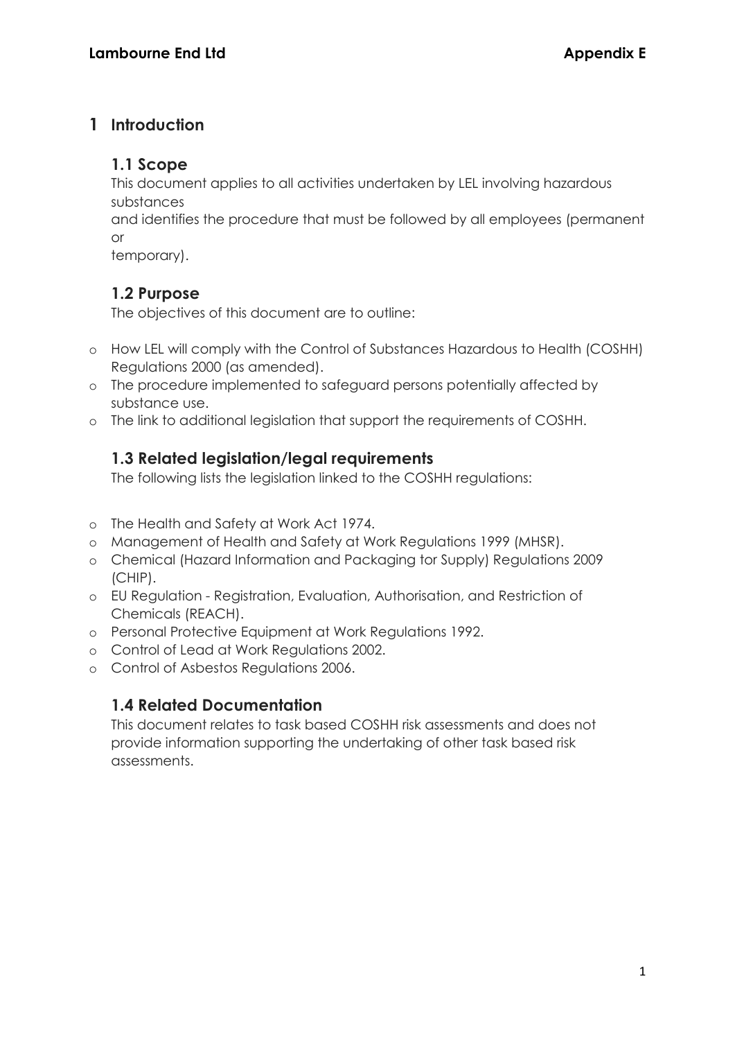# 1 Introduction

## 1.1 Scope

This document applies to all activities undertaken by LEL involving hazardous substances and identifies the procedure that must be followed by all employees (permanent or temporary).

## 1.2 Purpose

The objectives of this document are to outline:

- How LEL will comply with the Control of Substances Hazardous to Health (COSHH) Regulations 2000 (as amended).
- The procedure implemented to safeguard persons potentially affected by substance use.
- The link to additional legislation that support the requirements of COSHH.

## 1.3 Related legislation/legal requirements

The following lists the legislation linked to the COSHH regulations:

- The Health and Safety at Work Act 1974.
- Management of Health and Safety at Work Regulations 1999 (MHSR).
- Chemical (Hazard Information and Packaging tor Supply) Regulations 2009 (CHIP).
- EU Regulation - Registration, Evaluation, Authorisation, and Restriction of Chemicals (REACH).
- Personal Protective Equipment at Work Regulations 1992.
- Control of Lead at Work Regulations 2002.
- Control of Asbestos Regulations 2006.

## 1.4 Related Documentation

This document relates to task based COSHH risk assessments and does not provide information supporting the undertaking of other task based risk assessments.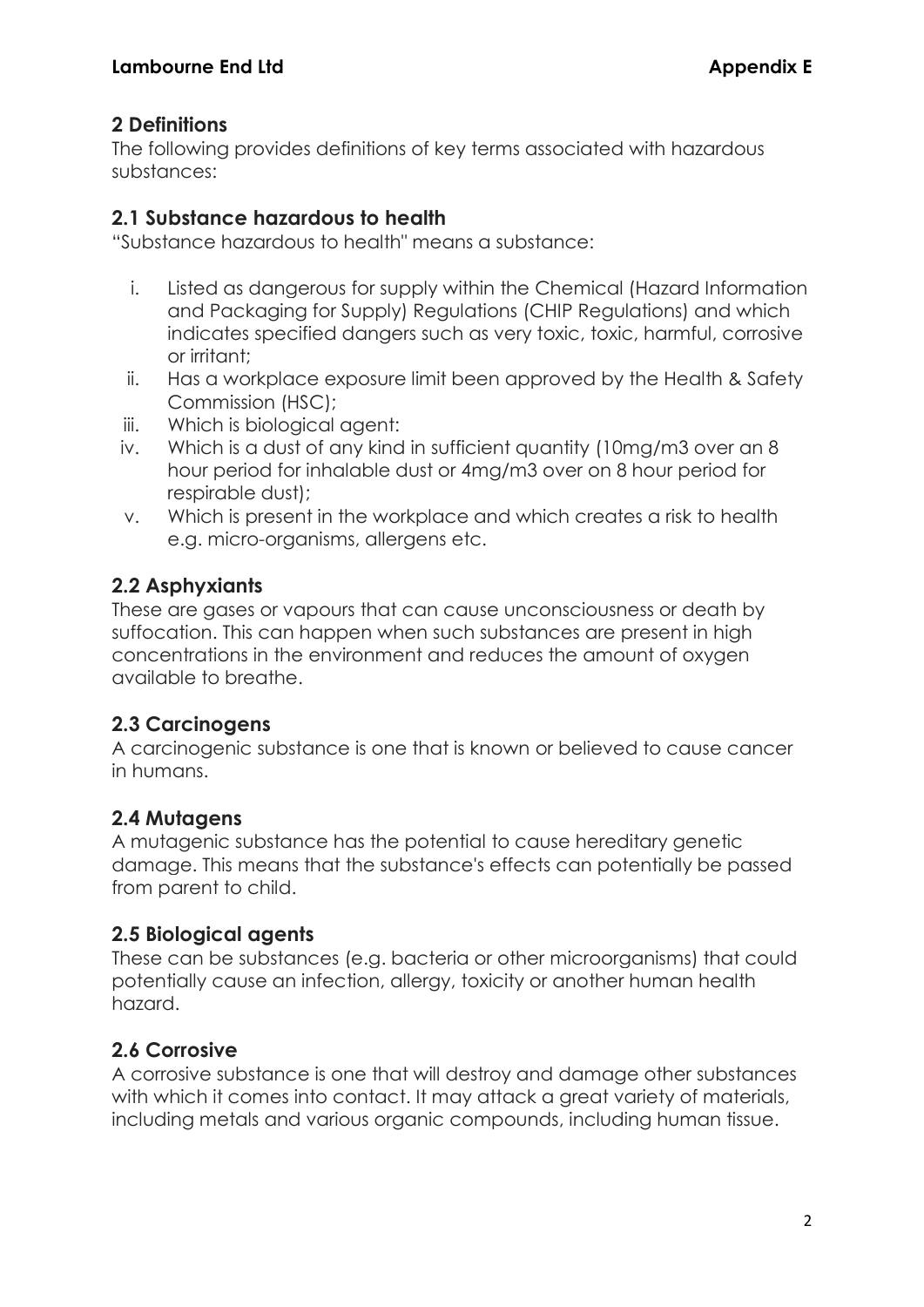## 2 Definitions

The following provides definitions of key terms associated with hazardous substances:

### 2.1 Substance hazardous to health

"Substance hazardous to health" means a substance:

i. Listed as dangerous for supply within the Chemical (Hazard Information and Packaging for Supply) Regulations (CHIP Regulations) and which indicates specified dangers such as very toxic, toxic, harmful, corrosive or irritant;
ii. Has a workplace exposure limit been approved by the Health & Safety Commission (HSC);
iii. Which is biological agent:
iv. Which is a dust of any kind in sufficient quantity (10mg/m3 over an 8 hour period for inhalable dust or 4mg/m3 over on 8 hour period for respirable dust);
v. Which is present in the workplace and which creates a risk to health e.g. micro-organisms, allergens etc.

### 2.2 Asphyxiants

These are gases or vapours that can cause unconsciousness or death by suffocation. This can happen when such substances are present in high concentrations in the environment and reduces the amount of oxygen available to breathe.

### 2.3 Carcinogens

A carcinogenic substance is one that is known or believed to cause cancer in humans.

### 2.4 Mutagens

A mutagenic substance has the potential to cause hereditary genetic damage. This means that the substance's effects can potentially be passed from parent to child.

### 2.5 Biological agents

These can be substances (e.g. bacteria or other microorganisms) that could potentially cause an infection, allergy, toxicity or another human health hazard.

### 2.6 Corrosive

A corrosive substance is one that will destroy and damage other substances with which it comes into contact. It may attack a great variety of materials, including metals and various organic compounds, including human tissue.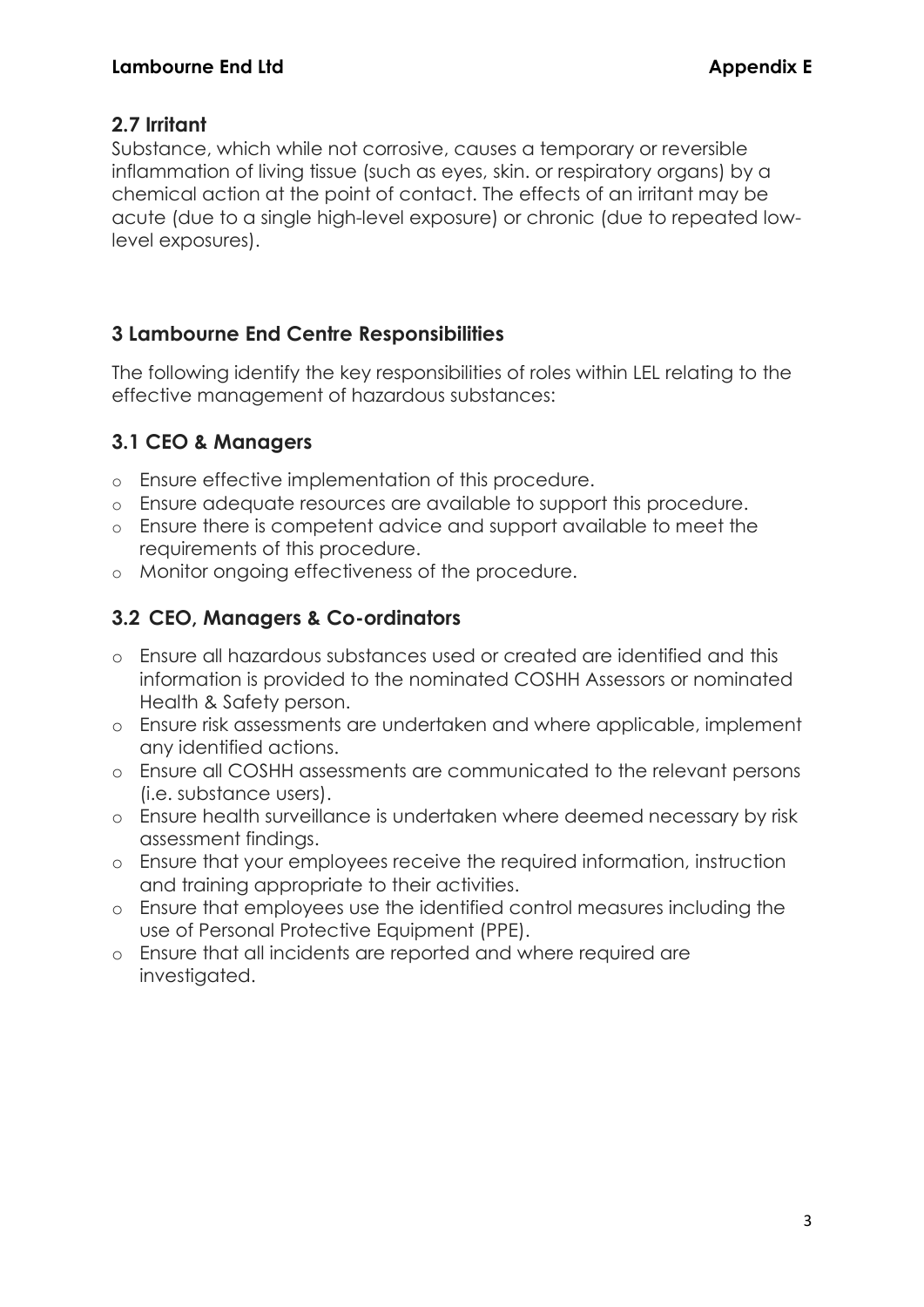## 2.7 Irritant

Substance, which while not corrosive, causes a temporary or reversible inflammation of living tissue (such as eyes, skin. or respiratory organs) by a chemical action at the point of contact. The effects of an irritant may be acute (due to a single high-level exposure) or chronic (due to repeated low-level exposures).

# 3 Lambourne End Centre Responsibilities

The following identify the key responsibilities of roles within LEL relating to the effective management of hazardous substances:

## 3.1 CEO & Managers

- Ensure effective implementation of this procedure.
- Ensure adequate resources are available to support this procedure.
- Ensure there is competent advice and support available to meet the requirements of this procedure.
- Monitor ongoing effectiveness of the procedure.

## 3.2 CEO, Managers & Co-ordinators

- Ensure all hazardous substances used or created are identified and this information is provided to the nominated COSHH Assessors or nominated Health & Safety person.
- Ensure risk assessments are undertaken and where applicable, implement any identified actions.
- Ensure all COSHH assessments are communicated to the relevant persons (i.e. substance users).
- Ensure health surveillance is undertaken where deemed necessary by risk assessment findings.
- Ensure that your employees receive the required information, instruction and training appropriate to their activities.
- Ensure that employees use the identified control measures including the use of Personal Protective Equipment (PPE).
- Ensure that all incidents are reported and where required are investigated.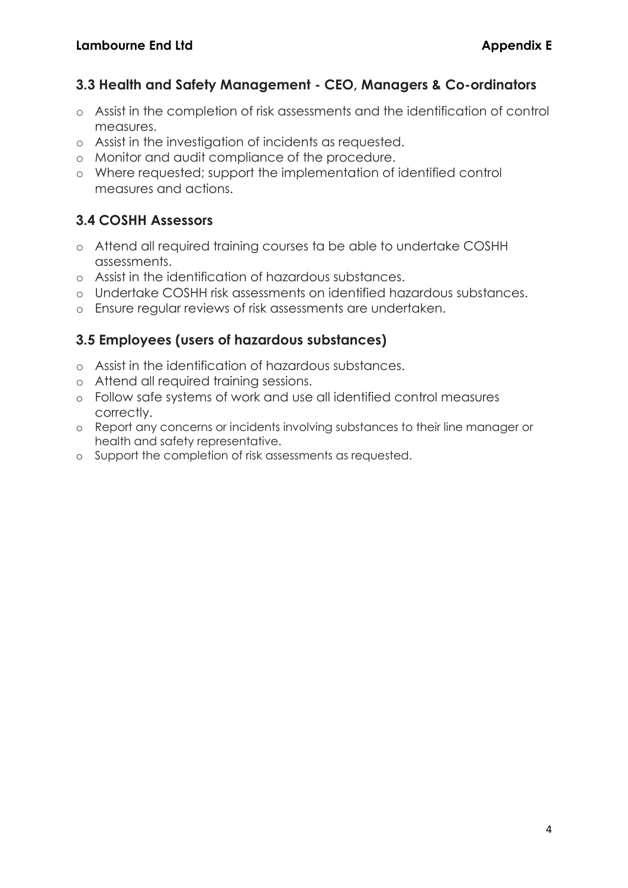### 3.3 Health and Safety Management - CEO, Managers & Co-ordinators

- Assist in the completion of risk assessments and the identification of control measures.
- Assist in the investigation of incidents as requested.
- Monitor and audit compliance of the procedure.
- Where requested; support the implementation of identified control measures and actions.

### 3.4 COSHH Assessors

- Attend all required training courses ta be able to undertake COSHH assessments.
- Assist in the identification of hazardous substances.
- Undertake COSHH risk assessments on identified hazardous substances.
- Ensure regular reviews of risk assessments are undertaken.

### 3.5 Employees (users of hazardous substances)

- Assist in the identification of hazardous substances.
- Attend all required training sessions.
- Follow safe systems of work and use all identified control measures correctly.
- Report any concerns or incidents involving substances to their line manager or health and safety representative.
- Support the completion of risk assessments as requested.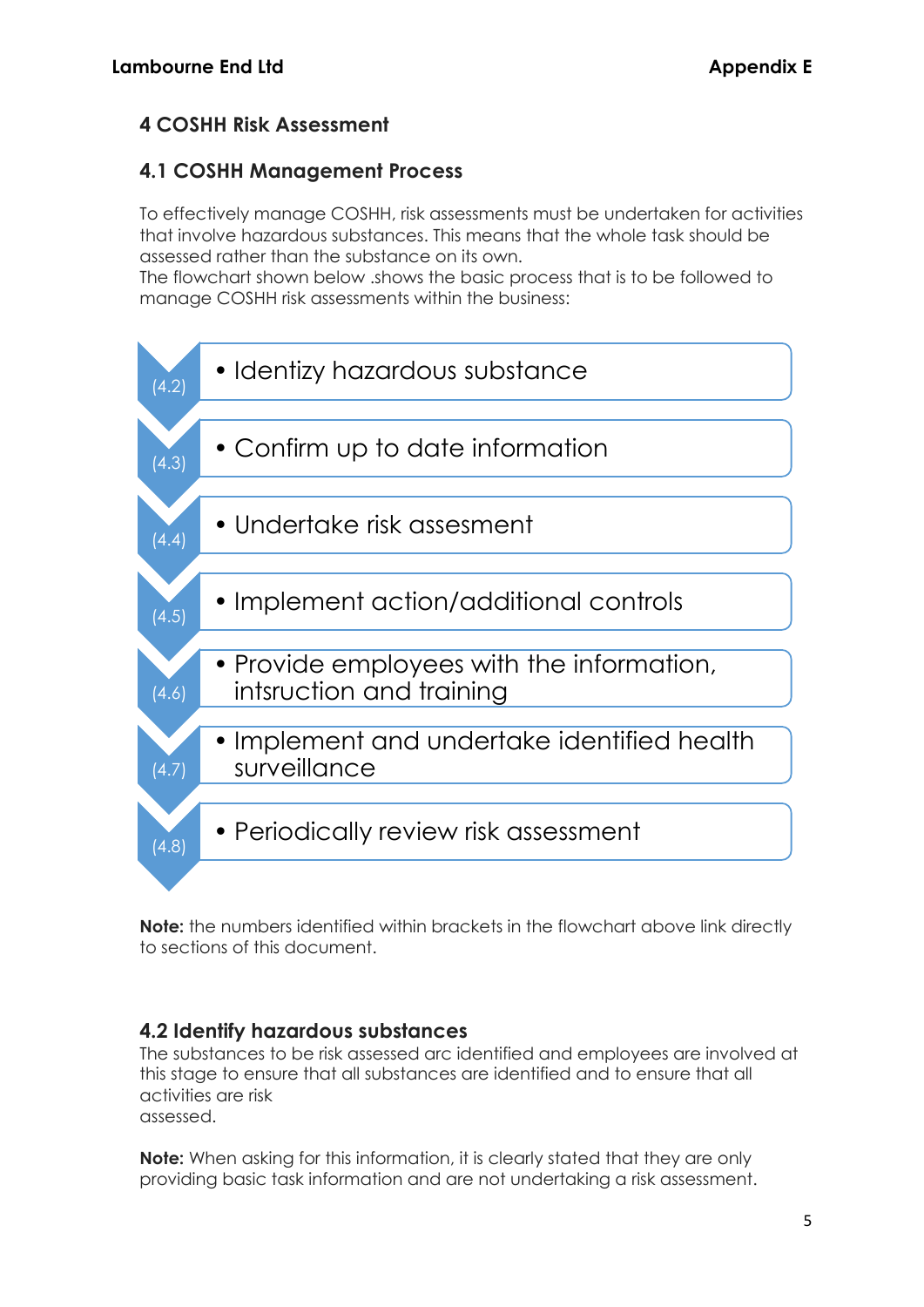## 4 COSHH Risk Assessment

### 4.1 COSHH Management Process

To effectively manage COSHH, risk assessments must be undertaken for activities that involve hazardous substances. This means that the whole task should be assessed rather than the substance on its own.
The flowchart shown below .shows the basic process that is to be followed to manage COSHH risk assessments within the business:

- (4.2) Identizy hazardous substance
- (4.3) Confirm up to date information
- (4.4) Undertake risk assesment
- (4.5) Implement action/additional controls
- (4.6) Provide employees with the information, intsruction and training
- (4.7) Implement and undertake identified health surveillance
- (4.8) Periodically review risk assessment

**Note:** the numbers identified within brackets in the flowchart above link directly to sections of this document.

### 4.2 Identify hazardous substances

The substances to be risk assessed arc identified and employees are involved at this stage to ensure that all substances are identified and to ensure that all activities are risk assessed.

**Note:** When asking for this information, it is clearly stated that they are only providing basic task information and are not undertaking a risk assessment.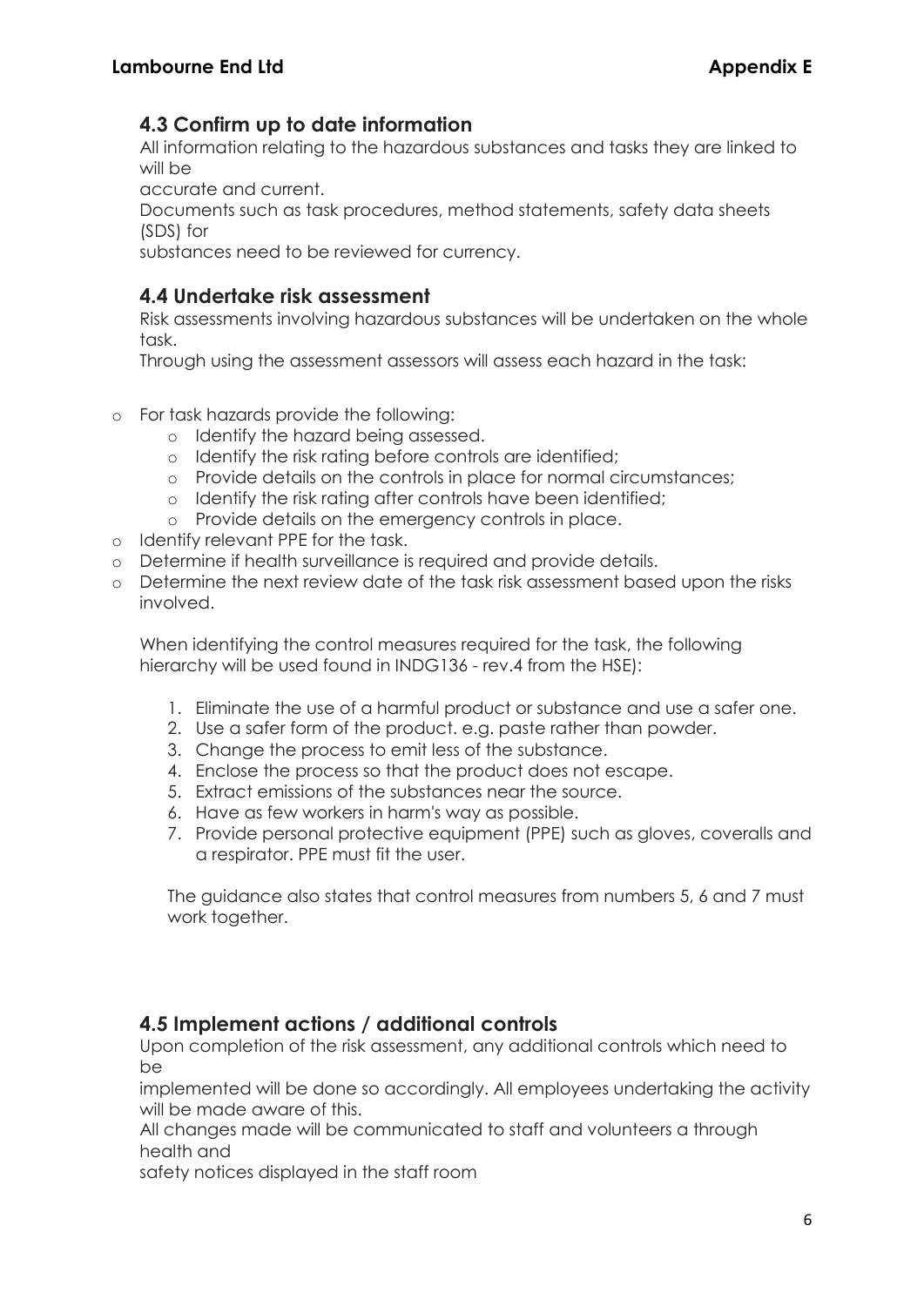## 4.3 Confirm up to date information

All information relating to the hazardous substances and tasks they are linked to will be accurate and current.

Documents such as task procedures, method statements, safety data sheets (SDS) for substances need to be reviewed for currency.

## 4.4 Undertake risk assessment

Risk assessments involving hazardous substances will be undertaken on the whole task.

Through using the assessment assessors will assess each hazard in the task:

- For task hazards provide the following:
  - Identify the hazard being assessed.
  - Identify the risk rating before controls are identified;
  - Provide details on the controls in place for normal circumstances;
  - Identify the risk rating after controls have been identified;
  - Provide details on the emergency controls in place.
- Identify relevant PPE for the task.
- Determine if health surveillance is required and provide details.
- Determine the next review date of the task risk assessment based upon the risks involved.

When identifying the control measures required for the task, the following hierarchy will be used found in INDG136 - rev.4 from the HSE):

1. Eliminate the use of a harmful product or substance and use a safer one.
2. Use a safer form of the product. e.g. paste rather than powder.
3. Change the process to emit less of the substance.
4. Enclose the process so that the product does not escape.
5. Extract emissions of the substances near the source.
6. Have as few workers in harm's way as possible.
7. Provide personal protective equipment (PPE) such as gloves, coveralls and a respirator. PPE must fit the user.

The guidance also states that control measures from numbers 5, 6 and 7 must work together.

## 4.5 Implement actions / additional controls

Upon completion of the risk assessment, any additional controls which need to be implemented will be done so accordingly. All employees undertaking the activity will be made aware of this.

All changes made will be communicated to staff and volunteers a through health and safety notices displayed in the staff room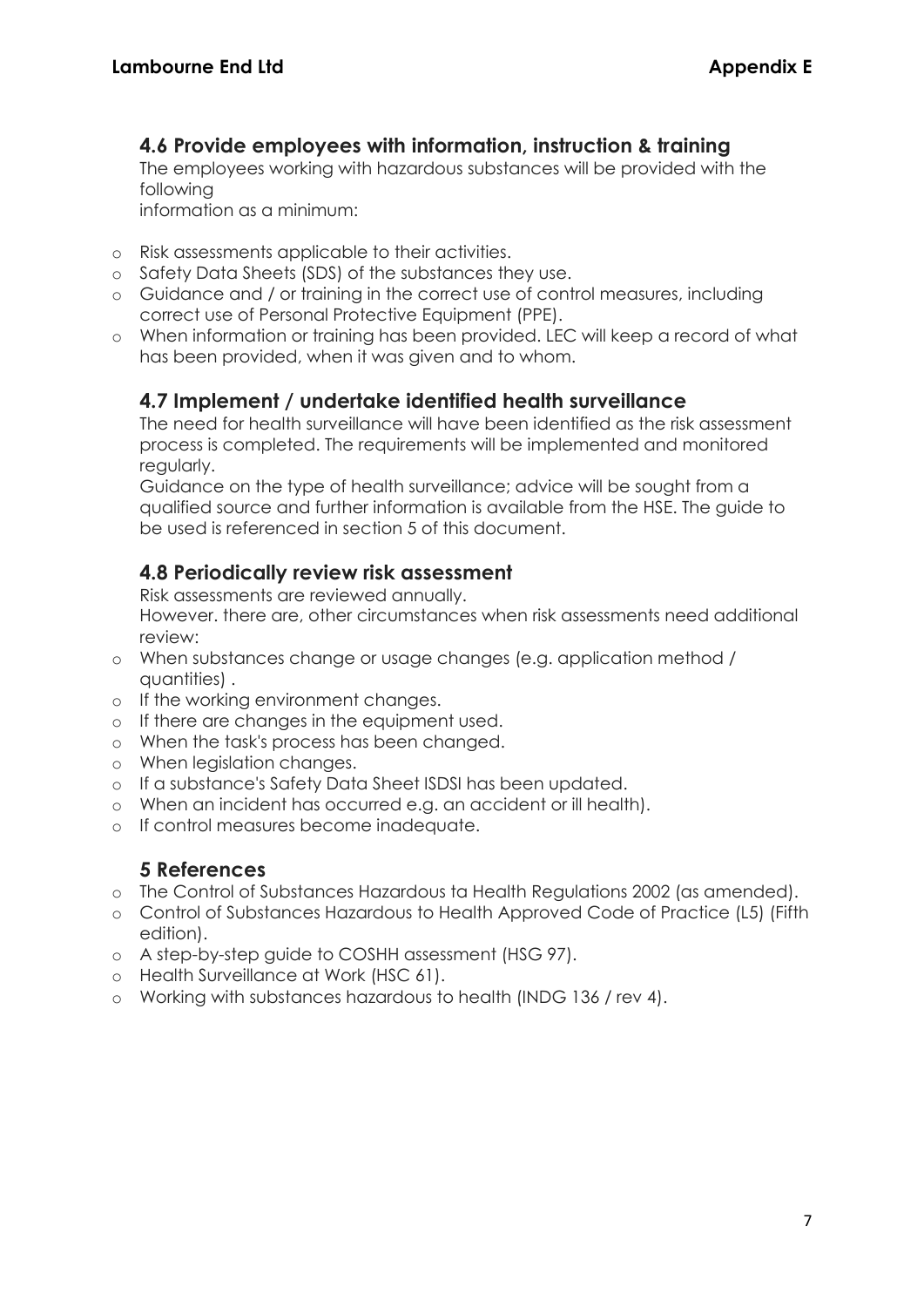## 4.6 Provide employees with information, instruction & training

The employees working with hazardous substances will be provided with the following
information as a minimum:

- Risk assessments applicable to their activities.
- Safety Data Sheets (SDS) of the substances they use.
- Guidance and / or training in the correct use of control measures, including correct use of Personal Protective Equipment (PPE).
- When information or training has been provided. LEC will keep a record of what has been provided, when it was given and to whom.

## 4.7 Implement / undertake identified health surveillance

The need for health surveillance will have been identified as the risk assessment process is completed. The requirements will be implemented and monitored regularly.

Guidance on the type of health surveillance; advice will be sought from a qualified source and further information is available from the HSE. The guide to be used is referenced in section 5 of this document.

## 4.8 Periodically review risk assessment

Risk assessments are reviewed annually.

However. there are, other circumstances when risk assessments need additional review:

- When substances change or usage changes (e.g. application method / quantities) .
- If the working environment changes.
- If there are changes in the equipment used.
- When the task's process has been changed.
- When legislation changes.
- If a substance's Safety Data Sheet ISDSI has been updated.
- When an incident has occurred e.g. an accident or ill health).
- If control measures become inadequate.

## 5 References

- The Control of Substances Hazardous ta Health Regulations 2002 (as amended).
- Control of Substances Hazardous to Health Approved Code of Practice (L5) (Fifth edition).
- A step-by-step guide to COSHH assessment (HSG 97).
- Health Surveillance at Work (HSC 61).
- Working with substances hazardous to health (INDG 136 / rev 4).